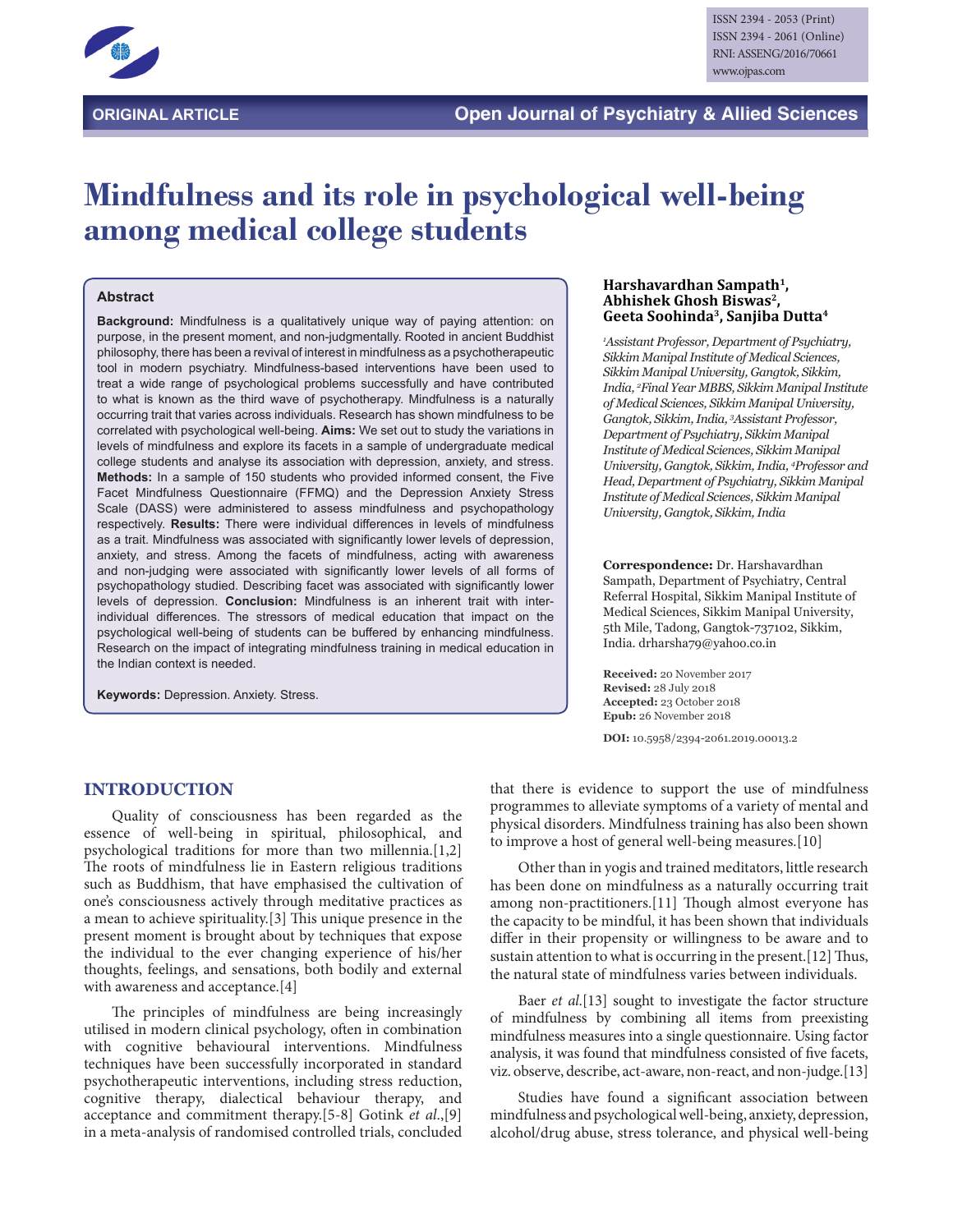ORIGINAL ARTICLE

# Mindfulness and its role in psychological well-being among medical college students

**Harshavardhan Sampath[1], Abhishek Ghosh Biswas[2], Geeta Soohinda[3], Sanjiba Dutta[4]**

*[1]Assistant Professor, Department of Psychiatry, Sikkim Manipal Institute of Medical Sciences, Sikkim Manipal University, Gangtok, Sikkim, India, [2]Final Year MBBS, Sikkim Manipal Institute of Medical Sciences, Sikkim Manipal University, Gangtok, Sikkim, India, [3]Assistant Professor, Department of Psychiatry, Sikkim Manipal Institute of Medical Sciences, Sikkim Manipal University, Gangtok, Sikkim, India, [4]Professor and Head, Department of Psychiatry, Sikkim Manipal Institute of Medical Sciences, Sikkim Manipal University, Gangtok, Sikkim, India*

**Correspondence:** Dr. Harshavardhan Sampath, Department of Psychiatry, Central Referral Hospital, Sikkim Manipal Institute of Medical Sciences, Sikkim Manipal University, 5th Mile, Tadong, Gangtok-737102, Sikkim, India. drharsha79@yahoo.co.in

**Received:** 20 November 2017
**Revised:** 28 July 2018
**Accepted:** 23 October 2018
**Epub:** 26 November 2018

**DOI:** 10.5958/2394-2061.2019.00013.2

## Abstract

**Background:** Mindfulness is a qualitatively unique way of paying attention: on purpose, in the present moment, and non-judgmentally. Rooted in ancient Buddhist philosophy, there has been a revival of interest in mindfulness as a psychotherapeutic tool in modern psychiatry. Mindfulness-based interventions have been used to treat a wide range of psychological problems successfully and have contributed to what is known as the third wave of psychotherapy. Mindfulness is a naturally occurring trait that varies across individuals. Research has shown mindfulness to be correlated with psychological well-being. **Aims:** We set out to study the variations in levels of mindfulness and explore its facets in a sample of undergraduate medical college students and analyse its association with depression, anxiety, and stress. **Methods:** In a sample of 150 students who provided informed consent, the Five Facet Mindfulness Questionnaire (FFMQ) and the Depression Anxiety Stress Scale (DASS) were administered to assess mindfulness and psychopathology respectively. **Results:** There were individual differences in levels of mindfulness as a trait. Mindfulness was associated with significantly lower levels of depression, anxiety, and stress. Among the facets of mindfulness, acting with awareness and non-judging were associated with significantly lower levels of all forms of psychopathology studied. Describing facet was associated with significantly lower levels of depression. **Conclusion:** Mindfulness is an inherent trait with inter-individual differences. The stressors of medical education that impact on the psychological well-being of students can be buffered by enhancing mindfulness. Research on the impact of integrating mindfulness training in medical education in the Indian context is needed.

**Keywords:** Depression. Anxiety. Stress.

## INTRODUCTION

Quality of consciousness has been regarded as the essence of well-being in spiritual, philosophical, and psychological traditions for more than two millennia.[1,2] The roots of mindfulness lie in Eastern religious traditions such as Buddhism, that have emphasised the cultivation of one's consciousness actively through meditative practices as a mean to achieve spirituality.[3] This unique presence in the present moment is brought about by techniques that expose the individual to the ever changing experience of his/her thoughts, feelings, and sensations, both bodily and external with awareness and acceptance.[4]

The principles of mindfulness are being increasingly utilised in modern clinical psychology, often in combination with cognitive behavioural interventions. Mindfulness techniques have been successfully incorporated in standard psychotherapeutic interventions, including stress reduction, cognitive therapy, dialectical behaviour therapy, and acceptance and commitment therapy.[5-8] Gotink *et al.*,[9] in a meta-analysis of randomised controlled trials, concluded that there is evidence to support the use of mindfulness programmes to alleviate symptoms of a variety of mental and physical disorders. Mindfulness training has also been shown to improve a host of general well-being measures.[10]

Other than in yogis and trained meditators, little research has been done on mindfulness as a naturally occurring trait among non-practitioners.[11] Though almost everyone has the capacity to be mindful, it has been shown that individuals differ in their propensity or willingness to be aware and to sustain attention to what is occurring in the present.[12] Thus, the natural state of mindfulness varies between individuals.

Baer *et al.*[13] sought to investigate the factor structure of mindfulness by combining all items from preexisting mindfulness measures into a single questionnaire. Using factor analysis, it was found that mindfulness consisted of five facets, viz. observe, describe, act-aware, non-react, and non-judge.[13]

Studies have found a significant association between mindfulness and psychological well-being, anxiety, depression, alcohol/drug abuse, stress tolerance, and physical well-being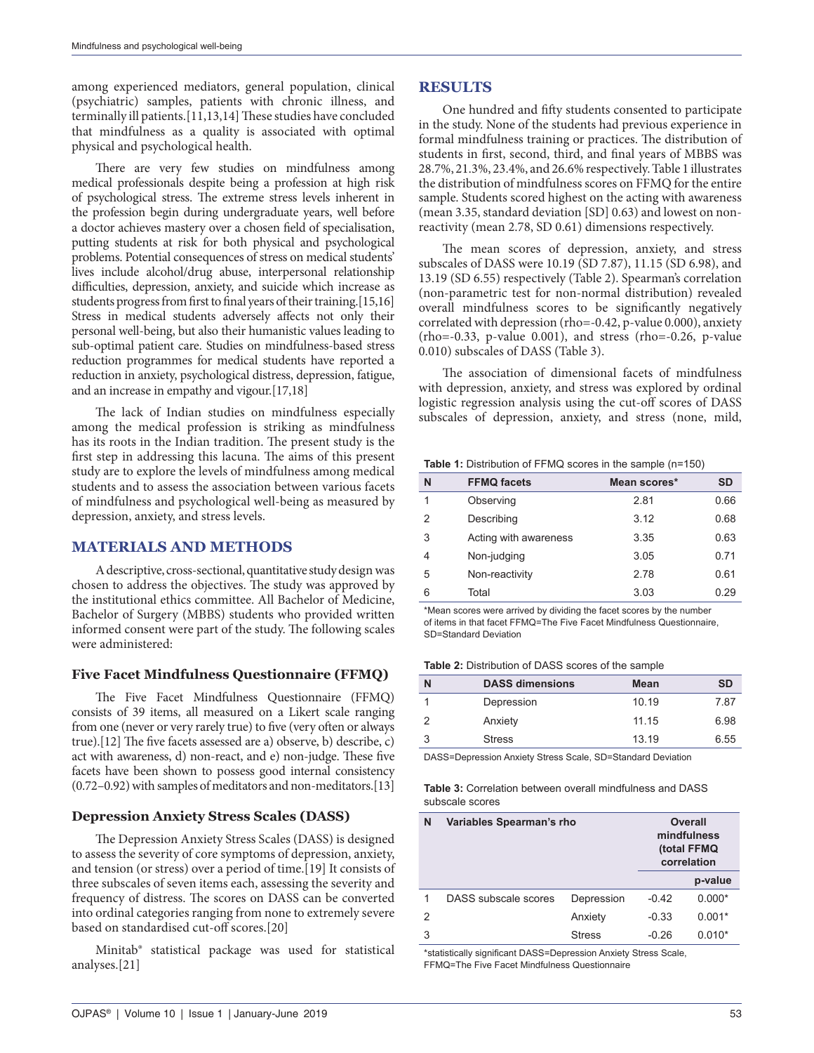among experienced mediators, general population, clinical (psychiatric) samples, patients with chronic illness, and terminally ill patients.[11,13,14] These studies have concluded that mindfulness as a quality is associated with optimal physical and psychological health.

There are very few studies on mindfulness among medical professionals despite being a profession at high risk of psychological stress. The extreme stress levels inherent in the profession begin during undergraduate years, well before a doctor achieves mastery over a chosen field of specialisation, putting students at risk for both physical and psychological problems. Potential consequences of stress on medical students' lives include alcohol/drug abuse, interpersonal relationship difficulties, depression, anxiety, and suicide which increase as students progress from first to final years of their training.[15,16] Stress in medical students adversely affects not only their personal well-being, but also their humanistic values leading to sub-optimal patient care. Studies on mindfulness-based stress reduction programmes for medical students have reported a reduction in anxiety, psychological distress, depression, fatigue, and an increase in empathy and vigour.[17,18]

The lack of Indian studies on mindfulness especially among the medical profession is striking as mindfulness has its roots in the Indian tradition. The present study is the first step in addressing this lacuna. The aims of this present study are to explore the levels of mindfulness among medical students and to assess the association between various facets of mindfulness and psychological well-being as measured by depression, anxiety, and stress levels.

## MATERIALS AND METHODS

A descriptive, cross-sectional, quantitative study design was chosen to address the objectives. The study was approved by the institutional ethics committee. All Bachelor of Medicine, Bachelor of Surgery (MBBS) students who provided written informed consent were part of the study. The following scales were administered:

### Five Facet Mindfulness Questionnaire (FFMQ)

The Five Facet Mindfulness Questionnaire (FFMQ) consists of 39 items, all measured on a Likert scale ranging from one (never or very rarely true) to five (very often or always true).[12] The five facets assessed are a) observe, b) describe, c) act with awareness, d) non-react, and e) non-judge. These five facets have been shown to possess good internal consistency (0.72–0.92) with samples of meditators and non-meditators.[13]

### Depression Anxiety Stress Scales (DASS)

The Depression Anxiety Stress Scales (DASS) is designed to assess the severity of core symptoms of depression, anxiety, and tension (or stress) over a period of time.[19] It consists of three subscales of seven items each, assessing the severity and frequency of distress. The scores on DASS can be converted into ordinal categories ranging from none to extremely severe based on standardised cut-off scores.[20]

Minitab® statistical package was used for statistical analyses.[21]

## RESULTS

One hundred and fifty students consented to participate in the study. None of the students had previous experience in formal mindfulness training or practices. The distribution of students in first, second, third, and final years of MBBS was 28.7%, 21.3%, 23.4%, and 26.6% respectively. Table 1 illustrates the distribution of mindfulness scores on FFMQ for the entire sample. Students scored highest on the acting with awareness (mean 3.35, standard deviation [SD] 0.63) and lowest on non-reactivity (mean 2.78, SD 0.61) dimensions respectively.

The mean scores of depression, anxiety, and stress subscales of DASS were 10.19 (SD 7.87), 11.15 (SD 6.98), and 13.19 (SD 6.55) respectively (Table 2). Spearman's correlation (non-parametric test for non-normal distribution) revealed overall mindfulness scores to be significantly negatively correlated with depression (rho=-0.42, p-value 0.000), anxiety (rho=-0.33, p-value 0.001), and stress (rho=-0.26, p-value 0.010) subscales of DASS (Table 3).

The association of dimensional facets of mindfulness with depression, anxiety, and stress was explored by ordinal logistic regression analysis using the cut-off scores of DASS subscales of depression, anxiety, and stress (none, mild,

**Table 1:** Distribution of FFMQ scores in the sample (n=150)

| N | FFMQ facets | Mean scores* | SD |
|---|---|---|---|
| 1 | Observing | 2.81 | 0.66 |
| 2 | Describing | 3.12 | 0.68 |
| 3 | Acting with awareness | 3.35 | 0.63 |
| 4 | Non-judging | 3.05 | 0.71 |
| 5 | Non-reactivity | 2.78 | 0.61 |
| 6 | Total | 3.03 | 0.29 |

*Mean scores were arrived by dividing the facet scores by the number of items in that facet FFMQ=The Five Facet Mindfulness Questionnaire, SD=Standard Deviation

**Table 2:** Distribution of DASS scores of the sample

| N | DASS dimensions | Mean | SD |
|---|---|---|---|
| 1 | Depression | 10.19 | 7.87 |
| 2 | Anxiety | 11.15 | 6.98 |
| 3 | Stress | 13.19 | 6.55 |

DASS=Depression Anxiety Stress Scale, SD=Standard Deviation

**Table 3:** Correlation between overall mindfulness and DASS subscale scores

| N | Variables Spearman's rho | | Overall mindfulness (total FFMQ correlation | |
|---|---|---|---|---|
| | | | | p-value |
| 1 | DASS subscale scores | Depression | -0.42 | 0.000* |
| 2 | | Anxiety | -0.33 | 0.001* |
| 3 | | Stress | -0.26 | 0.010* |

*statistically significant DASS=Depression Anxiety Stress Scale, FFMQ=The Five Facet Mindfulness Questionnaire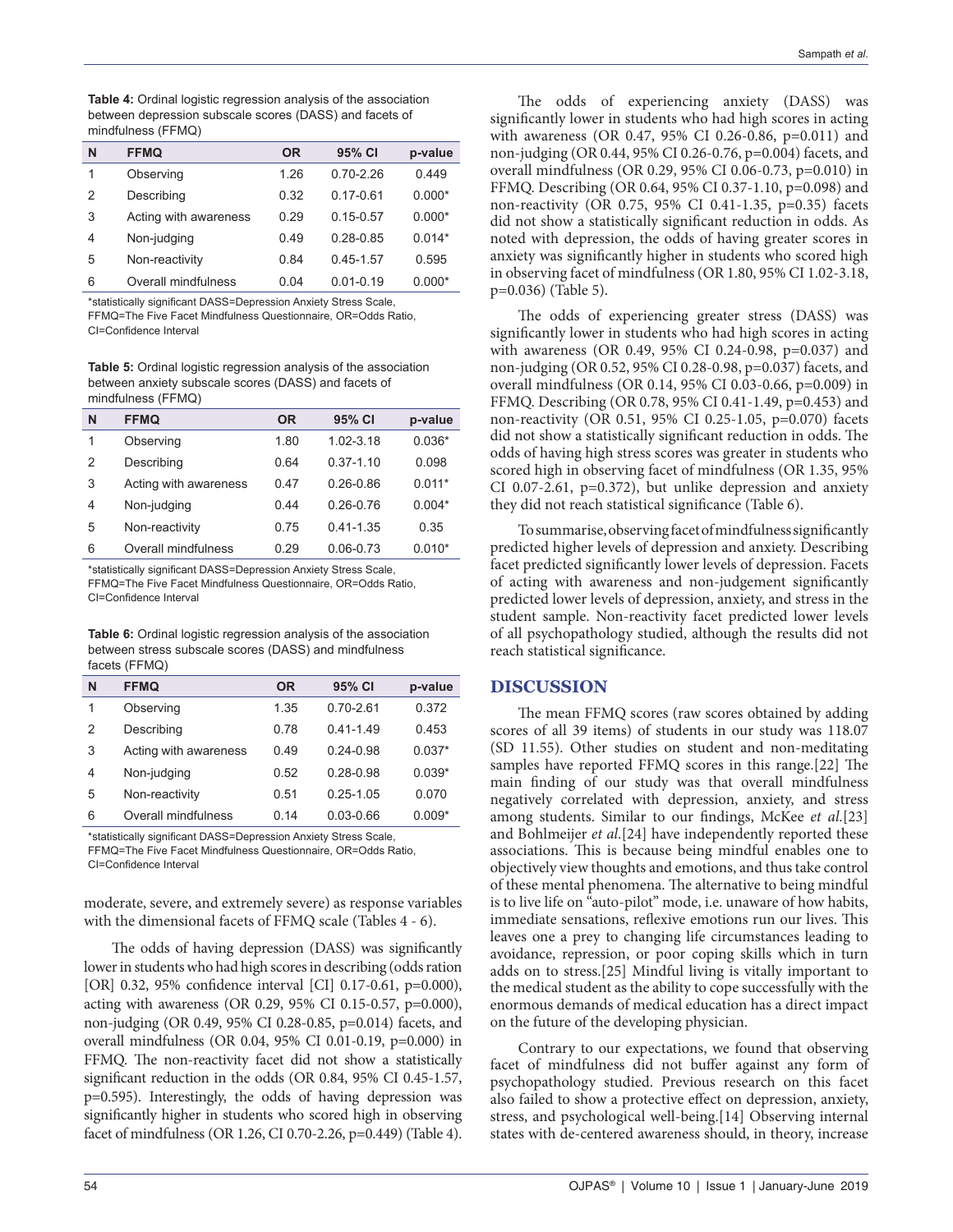**Table 4:** Ordinal logistic regression analysis of the association between depression subscale scores (DASS) and facets of mindfulness (FFMQ)

| N | FFMQ | OR | 95% CI | p-value |
|---|---|---|---|---|
| 1 | Observing | 1.26 | 0.70-2.26 | 0.449 |
| 2 | Describing | 0.32 | 0.17-0.61 | 0.000* |
| 3 | Acting with awareness | 0.29 | 0.15-0.57 | 0.000* |
| 4 | Non-judging | 0.49 | 0.28-0.85 | 0.014* |
| 5 | Non-reactivity | 0.84 | 0.45-1.57 | 0.595 |
| 6 | Overall mindfulness | 0.04 | 0.01-0.19 | 0.000* |

*statistically significant DASS=Depression Anxiety Stress Scale, FFMQ=The Five Facet Mindfulness Questionnaire, OR=Odds Ratio, CI=Confidence Interval

**Table 5:** Ordinal logistic regression analysis of the association between anxiety subscale scores (DASS) and facets of mindfulness (FFMQ)

| N | FFMQ | OR | 95% CI | p-value |
|---|---|---|---|---|
| 1 | Observing | 1.80 | 1.02-3.18 | 0.036* |
| 2 | Describing | 0.64 | 0.37-1.10 | 0.098 |
| 3 | Acting with awareness | 0.47 | 0.26-0.86 | 0.011* |
| 4 | Non-judging | 0.44 | 0.26-0.76 | 0.004* |
| 5 | Non-reactivity | 0.75 | 0.41-1.35 | 0.35 |
| 6 | Overall mindfulness | 0.29 | 0.06-0.73 | 0.010* |

*statistically significant DASS=Depression Anxiety Stress Scale, FFMQ=The Five Facet Mindfulness Questionnaire, OR=Odds Ratio, CI=Confidence Interval

**Table 6:** Ordinal logistic regression analysis of the association between stress subscale scores (DASS) and mindfulness facets (FFMQ)

| N | FFMQ | OR | 95% CI | p-value |
|---|---|---|---|---|
| 1 | Observing | 1.35 | 0.70-2.61 | 0.372 |
| 2 | Describing | 0.78 | 0.41-1.49 | 0.453 |
| 3 | Acting with awareness | 0.49 | 0.24-0.98 | 0.037* |
| 4 | Non-judging | 0.52 | 0.28-0.98 | 0.039* |
| 5 | Non-reactivity | 0.51 | 0.25-1.05 | 0.070 |
| 6 | Overall mindfulness | 0.14 | 0.03-0.66 | 0.009* |

*statistically significant DASS=Depression Anxiety Stress Scale, FFMQ=The Five Facet Mindfulness Questionnaire, OR=Odds Ratio, CI=Confidence Interval

moderate, severe, and extremely severe) as response variables with the dimensional facets of FFMQ scale (Tables 4 - 6).

The odds of having depression (DASS) was significantly lower in students who had high scores in describing (odds ration [OR] 0.32, 95% confidence interval [CI] 0.17-0.61, p=0.000), acting with awareness (OR 0.29, 95% CI 0.15-0.57, p=0.000), non-judging (OR 0.49, 95% CI 0.28-0.85, p=0.014) facets, and overall mindfulness (OR 0.04, 95% CI 0.01-0.19, p=0.000) in FFMQ. The non-reactivity facet did not show a statistically significant reduction in the odds (OR 0.84, 95% CI 0.45-1.57, p=0.595). Interestingly, the odds of having depression was significantly higher in students who scored high in observing facet of mindfulness (OR 1.26, CI 0.70-2.26, p=0.449) (Table 4).

The odds of experiencing anxiety (DASS) was significantly lower in students who had high scores in acting with awareness (OR 0.47, 95% CI 0.26-0.86, p=0.011) and non-judging (OR 0.44, 95% CI 0.26-0.76, p=0.004) facets, and overall mindfulness (OR 0.29, 95% CI 0.06-0.73, p=0.010) in FFMQ. Describing (OR 0.64, 95% CI 0.37-1.10, p=0.098) and non-reactivity (OR 0.75, 95% CI 0.41-1.35, p=0.35) facets did not show a statistically significant reduction in odds. As noted with depression, the odds of having greater scores in anxiety was significantly higher in students who scored high in observing facet of mindfulness (OR 1.80, 95% CI 1.02-3.18, p=0.036) (Table 5).

The odds of experiencing greater stress (DASS) was significantly lower in students who had high scores in acting with awareness (OR 0.49, 95% CI 0.24-0.98, p=0.037) and non-judging (OR 0.52, 95% CI 0.28-0.98, p=0.037) facets, and overall mindfulness (OR 0.14, 95% CI 0.03-0.66, p=0.009) in FFMQ. Describing (OR 0.78, 95% CI 0.41-1.49, p=0.453) and non-reactivity (OR 0.51, 95% CI 0.25-1.05, p=0.070) facets did not show a statistically significant reduction in odds. The odds of having high stress scores was greater in students who scored high in observing facet of mindfulness (OR 1.35, 95% CI 0.07-2.61, p=0.372), but unlike depression and anxiety they did not reach statistical significance (Table 6).

To summarise, observing facet of mindfulness significantly predicted higher levels of depression and anxiety. Describing facet predicted significantly lower levels of depression. Facets of acting with awareness and non-judgement significantly predicted lower levels of depression, anxiety, and stress in the student sample. Non-reactivity facet predicted lower levels of all psychopathology studied, although the results did not reach statistical significance.

## DISCUSSION

The mean FFMQ scores (raw scores obtained by adding scores of all 39 items) of students in our study was 118.07 (SD 11.55). Other studies on student and non-meditating samples have reported FFMQ scores in this range.[22] The main finding of our study was that overall mindfulness negatively correlated with depression, anxiety, and stress among students. Similar to our findings, McKee *et al.*[23] and Bohlmeijer *et al.*[24] have independently reported these associations. This is because being mindful enables one to objectively view thoughts and emotions, and thus take control of these mental phenomena. The alternative to being mindful is to live life on "auto-pilot" mode, i.e. unaware of how habits, immediate sensations, reflexive emotions run our lives. This leaves one a prey to changing life circumstances leading to avoidance, repression, or poor coping skills which in turn adds on to stress.[25] Mindful living is vitally important to the medical student as the ability to cope successfully with the enormous demands of medical education has a direct impact on the future of the developing physician.

Contrary to our expectations, we found that observing facet of mindfulness did not buffer against any form of psychopathology studied. Previous research on this facet also failed to show a protective effect on depression, anxiety, stress, and psychological well-being.[14] Observing internal states with de-centered awareness should, in theory, increase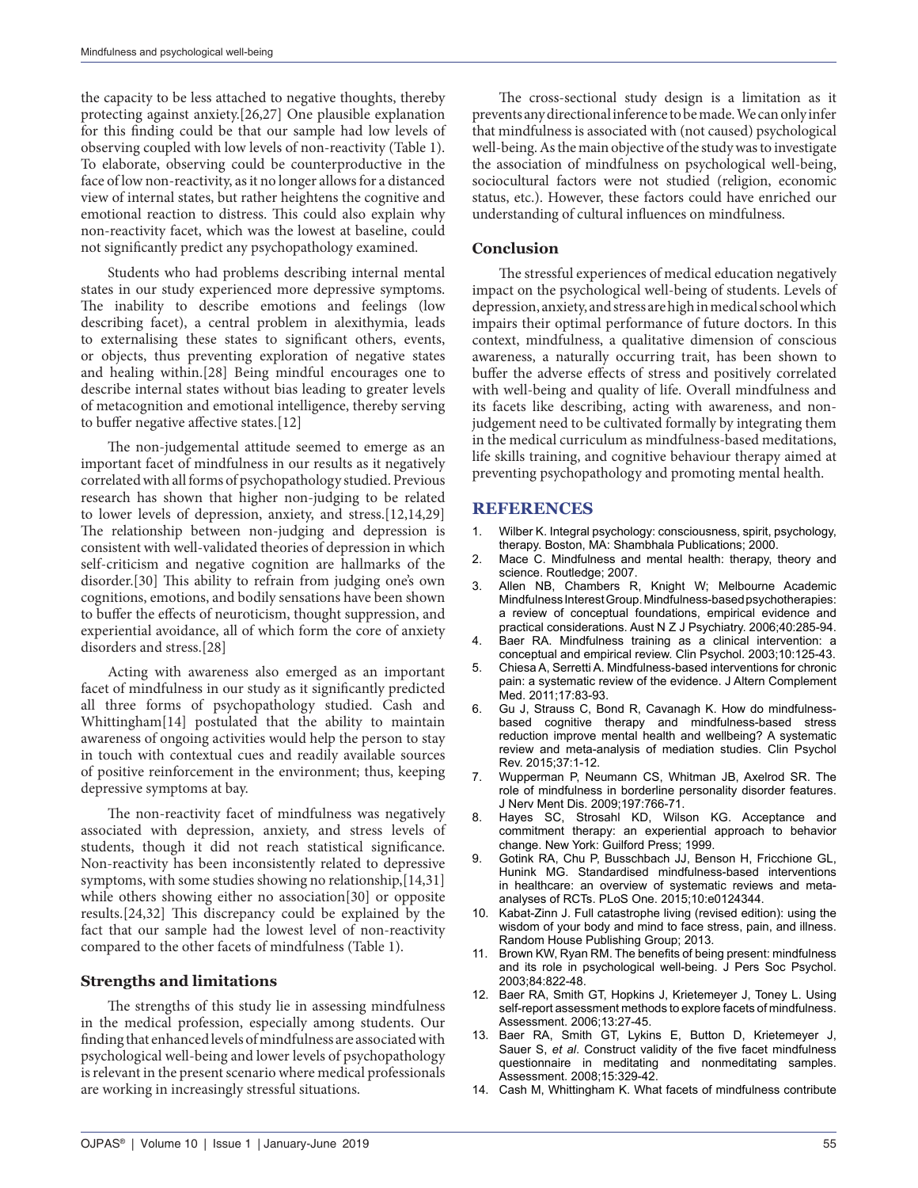the capacity to be less attached to negative thoughts, thereby protecting against anxiety.[26,27] One plausible explanation for this finding could be that our sample had low levels of observing coupled with low levels of non-reactivity (Table 1). To elaborate, observing could be counterproductive in the face of low non-reactivity, as it no longer allows for a distanced view of internal states, but rather heightens the cognitive and emotional reaction to distress. This could also explain why non-reactivity facet, which was the lowest at baseline, could not significantly predict any psychopathology examined.

Students who had problems describing internal mental states in our study experienced more depressive symptoms. The inability to describe emotions and feelings (low describing facet), a central problem in alexithymia, leads to externalising these states to significant others, events, or objects, thus preventing exploration of negative states and healing within.[28] Being mindful encourages one to describe internal states without bias leading to greater levels of metacognition and emotional intelligence, thereby serving to buffer negative affective states.[12]

The non-judgemental attitude seemed to emerge as an important facet of mindfulness in our results as it negatively correlated with all forms of psychopathology studied. Previous research has shown that higher non-judging to be related to lower levels of depression, anxiety, and stress.[12,14,29] The relationship between non-judging and depression is consistent with well-validated theories of depression in which self-criticism and negative cognition are hallmarks of the disorder.[30] This ability to refrain from judging one's own cognitions, emotions, and bodily sensations have been shown to buffer the effects of neuroticism, thought suppression, and experiential avoidance, all of which form the core of anxiety disorders and stress.[28]

Acting with awareness also emerged as an important facet of mindfulness in our study as it significantly predicted all three forms of psychopathology studied. Cash and Whittingham[14] postulated that the ability to maintain awareness of ongoing activities would help the person to stay in touch with contextual cues and readily available sources of positive reinforcement in the environment; thus, keeping depressive symptoms at bay.

The non-reactivity facet of mindfulness was negatively associated with depression, anxiety, and stress levels of students, though it did not reach statistical significance. Non-reactivity has been inconsistently related to depressive symptoms, with some studies showing no relationship,[14,31] while others showing either no association[30] or opposite results.[24,32] This discrepancy could be explained by the fact that our sample had the lowest level of non-reactivity compared to the other facets of mindfulness (Table 1).

### Strengths and limitations

The strengths of this study lie in assessing mindfulness in the medical profession, especially among students. Our finding that enhanced levels of mindfulness are associated with psychological well-being and lower levels of psychopathology is relevant in the present scenario where medical professionals are working in increasingly stressful situations.

The cross-sectional study design is a limitation as it prevents any directional inference to be made. We can only infer that mindfulness is associated with (not caused) psychological well-being. As the main objective of the study was to investigate the association of mindfulness on psychological well-being, sociocultural factors were not studied (religion, economic status, etc.). However, these factors could have enriched our understanding of cultural influences on mindfulness.

### Conclusion

The stressful experiences of medical education negatively impact on the psychological well-being of students. Levels of depression, anxiety, and stress are high in medical school which impairs their optimal performance of future doctors. In this context, mindfulness, a qualitative dimension of conscious awareness, a naturally occurring trait, has been shown to buffer the adverse effects of stress and positively correlated with well-being and quality of life. Overall mindfulness and its facets like describing, acting with awareness, and non-judgement need to be cultivated formally by integrating them in the medical curriculum as mindfulness-based meditations, life skills training, and cognitive behaviour therapy aimed at preventing psychopathology and promoting mental health.

## REFERENCES

1. Wilber K. Integral psychology: consciousness, spirit, psychology, therapy. Boston, MA: Shambhala Publications; 2000.
2. Mace C. Mindfulness and mental health: therapy, theory and science. Routledge; 2007.
3. Allen NB, Chambers R, Knight W; Melbourne Academic Mindfulness Interest Group. Mindfulness-based psychotherapies: a review of conceptual foundations, empirical evidence and practical considerations. Aust N Z J Psychiatry. 2006;40:285-94.
4. Baer RA. Mindfulness training as a clinical intervention: a conceptual and empirical review. Clin Psychol. 2003;10:125-43.
5. Chiesa A, Serretti A. Mindfulness-based interventions for chronic pain: a systematic review of the evidence. J Altern Complement Med. 2011;17:83-93.
6. Gu J, Strauss C, Bond R, Cavanagh K. How do mindfulness-based cognitive therapy and mindfulness-based stress reduction improve mental health and wellbeing? A systematic review and meta-analysis of mediation studies. Clin Psychol Rev. 2015;37:1-12.
7. Wupperman P, Neumann CS, Whitman JB, Axelrod SR. The role of mindfulness in borderline personality disorder features. J Nerv Ment Dis. 2009;197:766-71.
8. Hayes SC, Strosahl KD, Wilson KG. Acceptance and commitment therapy: an experiential approach to behavior change. New York: Guilford Press; 1999.
9. Gotink RA, Chu P, Busschbach JJ, Benson H, Fricchione GL, Hunink MG. Standardised mindfulness-based interventions in healthcare: an overview of systematic reviews and meta-analyses of RCTs. PLoS One. 2015;10:e0124344.
10. Kabat-Zinn J. Full catastrophe living (revised edition): using the wisdom of your body and mind to face stress, pain, and illness. Random House Publishing Group; 2013.
11. Brown KW, Ryan RM. The benefits of being present: mindfulness and its role in psychological well-being. J Pers Soc Psychol. 2003;84:822-48.
12. Baer RA, Smith GT, Hopkins J, Krietemeyer J, Toney L. Using self-report assessment methods to explore facets of mindfulness. Assessment. 2006;13:27-45.
13. Baer RA, Smith GT, Lykins E, Button D, Krietemeyer J, Sauer S, *et al*. Construct validity of the five facet mindfulness questionnaire in meditating and nonmeditating samples. Assessment. 2008;15:329-42.
14. Cash M, Whittingham K. What facets of mindfulness contribute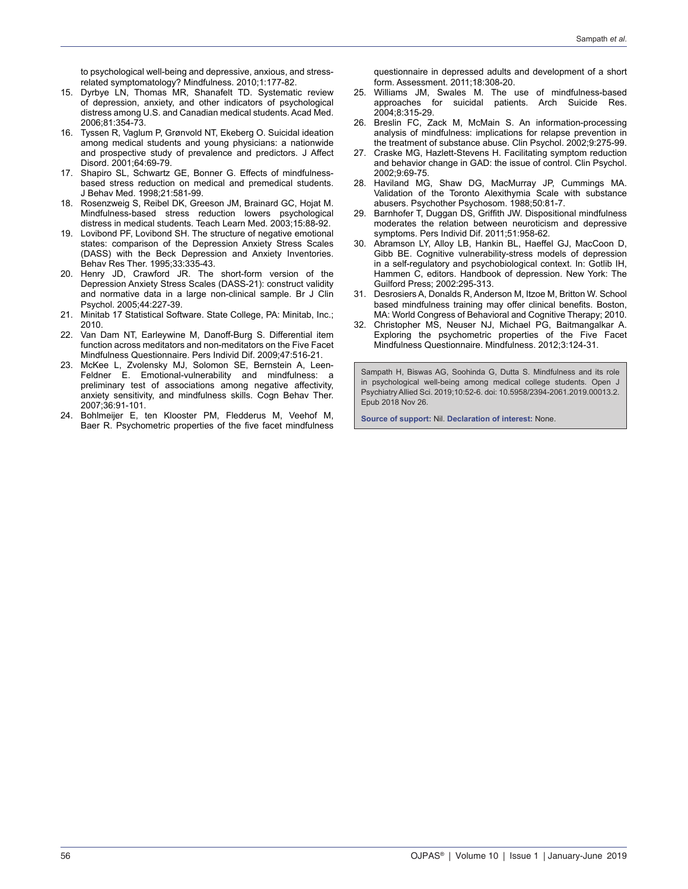to psychological well-being and depressive, anxious, and stress-related symptomatology? Mindfulness. 2010;1:177-82.

15. Dyrbye LN, Thomas MR, Shanafelt TD. Systematic review of depression, anxiety, and other indicators of psychological distress among U.S. and Canadian medical students. Acad Med. 2006;81:354-73.
16. Tyssen R, Vaglum P, Grønvold NT, Ekeberg O. Suicidal ideation among medical students and young physicians: a nationwide and prospective study of prevalence and predictors. J Affect Disord. 2001;64:69-79.
17. Shapiro SL, Schwartz GE, Bonner G. Effects of mindfulness-based stress reduction on medical and premedical students. J Behav Med. 1998;21:581-99.
18. Rosenzweig S, Reibel DK, Greeson JM, Brainard GC, Hojat M. Mindfulness-based stress reduction lowers psychological distress in medical students. Teach Learn Med. 2003;15:88-92.
19. Lovibond PF, Lovibond SH. The structure of negative emotional states: comparison of the Depression Anxiety Stress Scales (DASS) with the Beck Depression and Anxiety Inventories. Behav Res Ther. 1995;33:335-43.
20. Henry JD, Crawford JR. The short-form version of the Depression Anxiety Stress Scales (DASS-21): construct validity and normative data in a large non-clinical sample. Br J Clin Psychol. 2005;44:227-39.
21. Minitab 17 Statistical Software. State College, PA: Minitab, Inc.; 2010.
22. Van Dam NT, Earleywine M, Danoff-Burg S. Differential item function across meditators and non-meditators on the Five Facet Mindfulness Questionnaire. Pers Individ Dif. 2009;47:516-21.
23. McKee L, Zvolensky MJ, Solomon SE, Bernstein A, Leen-Feldner E. Emotional-vulnerability and mindfulness: a preliminary test of associations among negative affectivity, anxiety sensitivity, and mindfulness skills. Cogn Behav Ther. 2007;36:91-101.
24. Bohlmeijer E, ten Klooster PM, Fledderus M, Veehof M, Baer R. Psychometric properties of the five facet mindfulness questionnaire in depressed adults and development of a short form. Assessment. 2011;18:308-20.
25. Williams JM, Swales M. The use of mindfulness-based approaches for suicidal patients. Arch Suicide Res. 2004;8:315-29.
26. Breslin FC, Zack M, McMain S. An information-processing analysis of mindfulness: implications for relapse prevention in the treatment of substance abuse. Clin Psychol. 2002;9:275-99.
27. Craske MG, Hazlett-Stevens H. Facilitating symptom reduction and behavior change in GAD: the issue of control. Clin Psychol. 2002;9:69-75.
28. Haviland MG, Shaw DG, MacMurray JP, Cummings MA. Validation of the Toronto Alexithymia Scale with substance abusers. Psychother Psychosom. 1988;50:81-7.
29. Barnhofer T, Duggan DS, Griffith JW. Dispositional mindfulness moderates the relation between neuroticism and depressive symptoms. Pers Individ Dif. 2011;51:958-62.
30. Abramson LY, Alloy LB, Hankin BL, Haeffel GJ, MacCoon D, Gibb BE. Cognitive vulnerability-stress models of depression in a self-regulatory and psychobiological context. In: Gotlib IH, Hammen C, editors. Handbook of depression. New York: The Guilford Press; 2002:295-313.
31. Desrosiers A, Donalds R, Anderson M, Itzoe M, Britton W. School based mindfulness training may offer clinical benefits. Boston, MA: World Congress of Behavioral and Cognitive Therapy; 2010.
32. Christopher MS, Neuser NJ, Michael PG, Baitmangalkar A. Exploring the psychometric properties of the Five Facet Mindfulness Questionnaire. Mindfulness. 2012;3:124-31.

Sampath H, Biswas AG, Soohinda G, Dutta S. Mindfulness and its role in psychological well-being among medical college students. Open J Psychiatry Allied Sci. 2019;10:52-6. doi: 10.5958/2394-2061.2019.00013.2. Epub 2018 Nov 26.

**Source of support:** Nil. **Declaration of interest:** None.